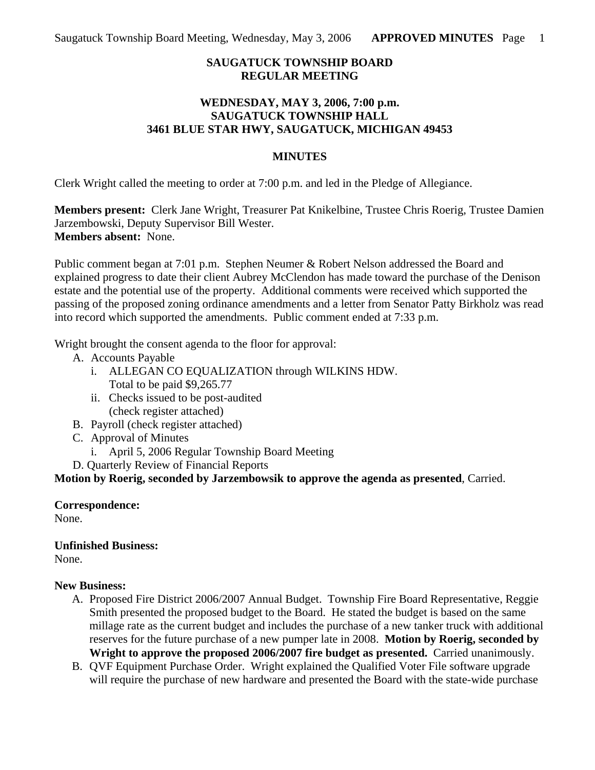**SAUGATUCK TOWNSHIP BOARD**
**REGULAR MEETING**

**WEDNESDAY, MAY 3, 2006, 7:00 p.m.**
**SAUGATUCK TOWNSHIP HALL**
**3461 BLUE STAR HWY, SAUGATUCK, MICHIGAN 49453**

**MINUTES**

Clerk Wright called the meeting to order at 7:00 p.m. and led in the Pledge of Allegiance.

**Members present:** Clerk Jane Wright, Treasurer Pat Knikelbine, Trustee Chris Roerig, Trustee Damien Jarzembowski, Deputy Supervisor Bill Wester.
**Members absent:** None.

Public comment began at 7:01 p.m. Stephen Neumer & Robert Nelson addressed the Board and explained progress to date their client Aubrey McClendon has made toward the purchase of the Denison estate and the potential use of the property. Additional comments were received which supported the passing of the proposed zoning ordinance amendments and a letter from Senator Patty Birkholz was read into record which supported the amendments. Public comment ended at 7:33 p.m.

Wright brought the consent agenda to the floor for approval:

A. Accounts Payable
   i. ALLEGAN CO EQUALIZATION through WILKINS HDW.
      Total to be paid $9,265.77
   ii. Checks issued to be post-audited
      (check register attached)
B. Payroll (check register attached)
C. Approval of Minutes
   i. April 5, 2006 Regular Township Board Meeting
D. Quarterly Review of Financial Reports

**Motion by Roerig, seconded by Jarzembowsik to approve the agenda as presented**, Carried.

**Correspondence:**
None.

**Unfinished Business:**
None.

**New Business:**

A. Proposed Fire District 2006/2007 Annual Budget. Township Fire Board Representative, Reggie Smith presented the proposed budget to the Board. He stated the budget is based on the same millage rate as the current budget and includes the purchase of a new tanker truck with additional reserves for the future purchase of a new pumper late in 2008. **Motion by Roerig, seconded by Wright to approve the proposed 2006/2007 fire budget as presented.** Carried unanimously.
B. QVF Equipment Purchase Order. Wright explained the Qualified Voter File software upgrade will require the purchase of new hardware and presented the Board with the state-wide purchase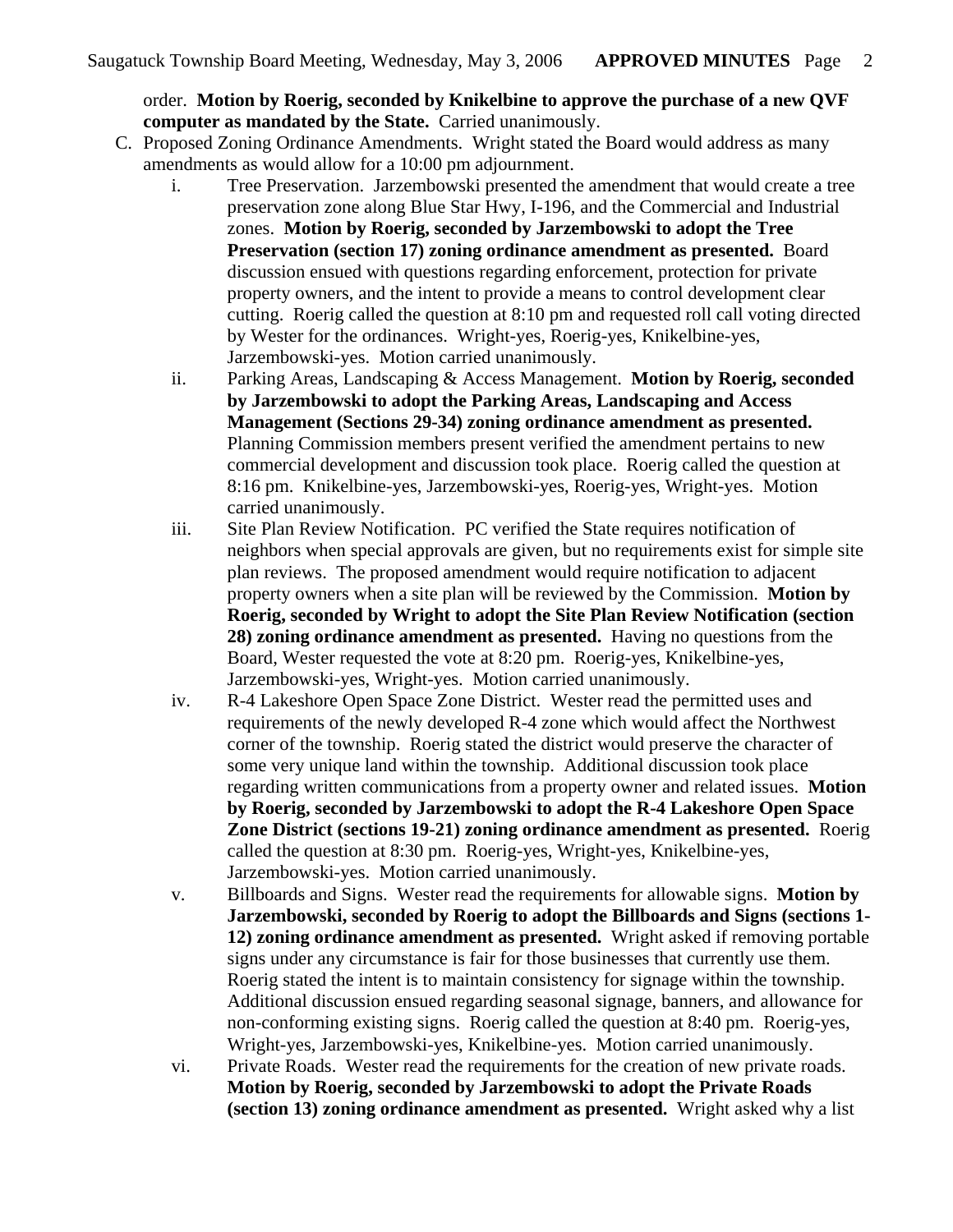order. **Motion by Roerig, seconded by Knikelbine to approve the purchase of a new QVF computer as mandated by the State.** Carried unanimously.

C. Proposed Zoning Ordinance Amendments. Wright stated the Board would address as many amendments as would allow for a 10:00 pm adjournment.

   i. Tree Preservation. Jarzembowski presented the amendment that would create a tree preservation zone along Blue Star Hwy, I-196, and the Commercial and Industrial zones. **Motion by Roerig, seconded by Jarzembowski to adopt the Tree Preservation (section 17) zoning ordinance amendment as presented.** Board discussion ensued with questions regarding enforcement, protection for private property owners, and the intent to provide a means to control development clear cutting. Roerig called the question at 8:10 pm and requested roll call voting directed by Wester for the ordinances. Wright-yes, Roerig-yes, Knikelbine-yes, Jarzembowski-yes. Motion carried unanimously.

   ii. Parking Areas, Landscaping & Access Management. **Motion by Roerig, seconded by Jarzembowski to adopt the Parking Areas, Landscaping and Access Management (Sections 29-34) zoning ordinance amendment as presented.** Planning Commission members present verified the amendment pertains to new commercial development and discussion took place. Roerig called the question at 8:16 pm. Knikelbine-yes, Jarzembowski-yes, Roerig-yes, Wright-yes. Motion carried unanimously.

   iii. Site Plan Review Notification. PC verified the State requires notification of neighbors when special approvals are given, but no requirements exist for simple site plan reviews. The proposed amendment would require notification to adjacent property owners when a site plan will be reviewed by the Commission. **Motion by Roerig, seconded by Wright to adopt the Site Plan Review Notification (section 28) zoning ordinance amendment as presented.** Having no questions from the Board, Wester requested the vote at 8:20 pm. Roerig-yes, Knikelbine-yes, Jarzembowski-yes, Wright-yes. Motion carried unanimously.

   iv. R-4 Lakeshore Open Space Zone District. Wester read the permitted uses and requirements of the newly developed R-4 zone which would affect the Northwest corner of the township. Roerig stated the district would preserve the character of some very unique land within the township. Additional discussion took place regarding written communications from a property owner and related issues. **Motion by Roerig, seconded by Jarzembowski to adopt the R-4 Lakeshore Open Space Zone District (sections 19-21) zoning ordinance amendment as presented.** Roerig called the question at 8:30 pm. Roerig-yes, Wright-yes, Knikelbine-yes, Jarzembowski-yes. Motion carried unanimously.

   v. Billboards and Signs. Wester read the requirements for allowable signs. **Motion by Jarzembowski, seconded by Roerig to adopt the Billboards and Signs (sections 1-12) zoning ordinance amendment as presented.** Wright asked if removing portable signs under any circumstance is fair for those businesses that currently use them. Roerig stated the intent is to maintain consistency for signage within the township. Additional discussion ensued regarding seasonal signage, banners, and allowance for non-conforming existing signs. Roerig called the question at 8:40 pm. Roerig-yes, Wright-yes, Jarzembowski-yes, Knikelbine-yes. Motion carried unanimously.

   vi. Private Roads. Wester read the requirements for the creation of new private roads. **Motion by Roerig, seconded by Jarzembowski to adopt the Private Roads (section 13) zoning ordinance amendment as presented.** Wright asked why a list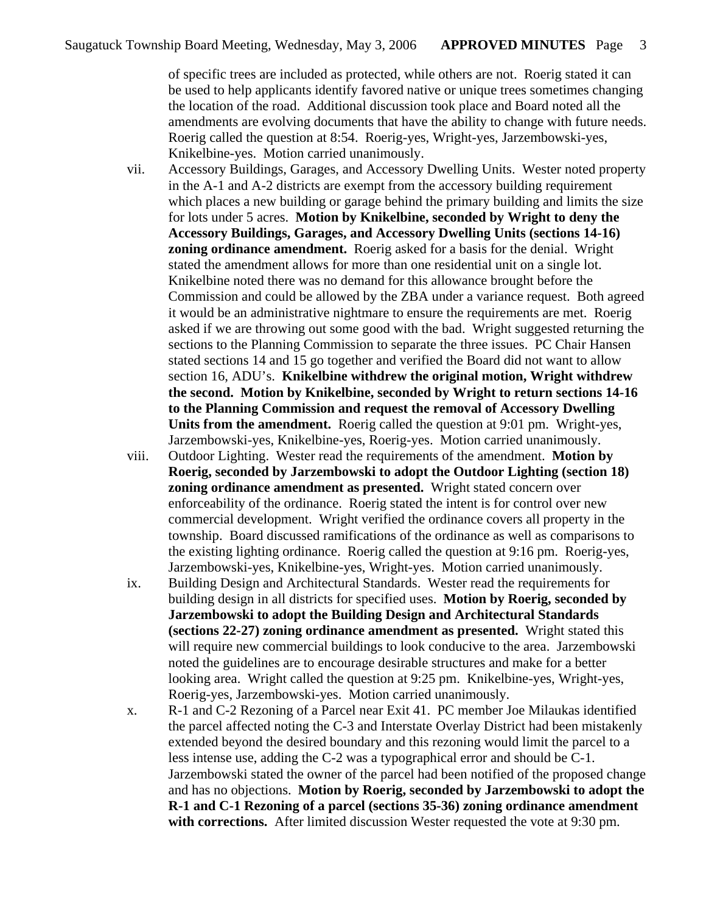of specific trees are included as protected, while others are not. Roerig stated it can be used to help applicants identify favored native or unique trees sometimes changing the location of the road. Additional discussion took place and Board noted all the amendments are evolving documents that have the ability to change with future needs. Roerig called the question at 8:54. Roerig-yes, Wright-yes, Jarzembowski-yes, Knikelbine-yes. Motion carried unanimously.

vii. Accessory Buildings, Garages, and Accessory Dwelling Units. Wester noted property in the A-1 and A-2 districts are exempt from the accessory building requirement which places a new building or garage behind the primary building and limits the size for lots under 5 acres. **Motion by Knikelbine, seconded by Wright to deny the Accessory Buildings, Garages, and Accessory Dwelling Units (sections 14-16) zoning ordinance amendment.** Roerig asked for a basis for the denial. Wright stated the amendment allows for more than one residential unit on a single lot. Knikelbine noted there was no demand for this allowance brought before the Commission and could be allowed by the ZBA under a variance request. Both agreed it would be an administrative nightmare to ensure the requirements are met. Roerig asked if we are throwing out some good with the bad. Wright suggested returning the sections to the Planning Commission to separate the three issues. PC Chair Hansen stated sections 14 and 15 go together and verified the Board did not want to allow section 16, ADU's. **Knikelbine withdrew the original motion, Wright withdrew the second. Motion by Knikelbine, seconded by Wright to return sections 14-16 to the Planning Commission and request the removal of Accessory Dwelling Units from the amendment.** Roerig called the question at 9:01 pm. Wright-yes, Jarzembowski-yes, Knikelbine-yes, Roerig-yes. Motion carried unanimously.

viii. Outdoor Lighting. Wester read the requirements of the amendment. **Motion by Roerig, seconded by Jarzembowski to adopt the Outdoor Lighting (section 18) zoning ordinance amendment as presented.** Wright stated concern over enforceability of the ordinance. Roerig stated the intent is for control over new commercial development. Wright verified the ordinance covers all property in the township. Board discussed ramifications of the ordinance as well as comparisons to the existing lighting ordinance. Roerig called the question at 9:16 pm. Roerig-yes, Jarzembowski-yes, Knikelbine-yes, Wright-yes. Motion carried unanimously.

ix. Building Design and Architectural Standards. Wester read the requirements for building design in all districts for specified uses. **Motion by Roerig, seconded by Jarzembowski to adopt the Building Design and Architectural Standards (sections 22-27) zoning ordinance amendment as presented.** Wright stated this will require new commercial buildings to look conducive to the area. Jarzembowski noted the guidelines are to encourage desirable structures and make for a better looking area. Wright called the question at 9:25 pm. Knikelbine-yes, Wright-yes, Roerig-yes, Jarzembowski-yes. Motion carried unanimously.

x. R-1 and C-2 Rezoning of a Parcel near Exit 41. PC member Joe Milaukas identified the parcel affected noting the C-3 and Interstate Overlay District had been mistakenly extended beyond the desired boundary and this rezoning would limit the parcel to a less intense use, adding the C-2 was a typographical error and should be C-1. Jarzembowski stated the owner of the parcel had been notified of the proposed change and has no objections. **Motion by Roerig, seconded by Jarzembowski to adopt the R-1 and C-1 Rezoning of a parcel (sections 35-36) zoning ordinance amendment with corrections.** After limited discussion Wester requested the vote at 9:30 pm.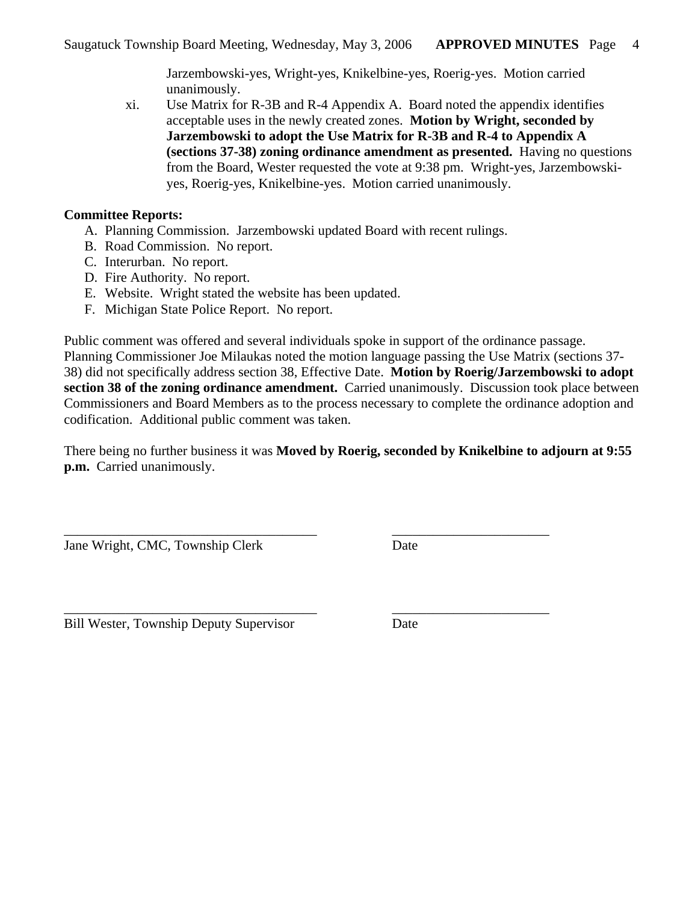Jarzembowski-yes, Wright-yes, Knikelbine-yes, Roerig-yes. Motion carried unanimously.

xi. Use Matrix for R-3B and R-4 Appendix A. Board noted the appendix identifies acceptable uses in the newly created zones. **Motion by Wright, seconded by Jarzembowski to adopt the Use Matrix for R-3B and R-4 to Appendix A (sections 37-38) zoning ordinance amendment as presented.** Having no questions from the Board, Wester requested the vote at 9:38 pm. Wright-yes, Jarzembowski-yes, Roerig-yes, Knikelbine-yes. Motion carried unanimously.

**Committee Reports:**

A. Planning Commission. Jarzembowski updated Board with recent rulings.
B. Road Commission. No report.
C. Interurban. No report.
D. Fire Authority. No report.
E. Website. Wright stated the website has been updated.
F. Michigan State Police Report. No report.

Public comment was offered and several individuals spoke in support of the ordinance passage. Planning Commissioner Joe Milaukas noted the motion language passing the Use Matrix (sections 37-38) did not specifically address section 38, Effective Date. **Motion by Roerig/Jarzembowski to adopt section 38 of the zoning ordinance amendment.** Carried unanimously. Discussion took place between Commissioners and Board Members as to the process necessary to complete the ordinance adoption and codification. Additional public comment was taken.

There being no further business it was **Moved by Roerig, seconded by Knikelbine to adjourn at 9:55 p.m.** Carried unanimously.

_____________________________________ _______________________

Jane Wright, CMC, Township Clerk Date

_____________________________________ _______________________

Bill Wester, Township Deputy Supervisor Date